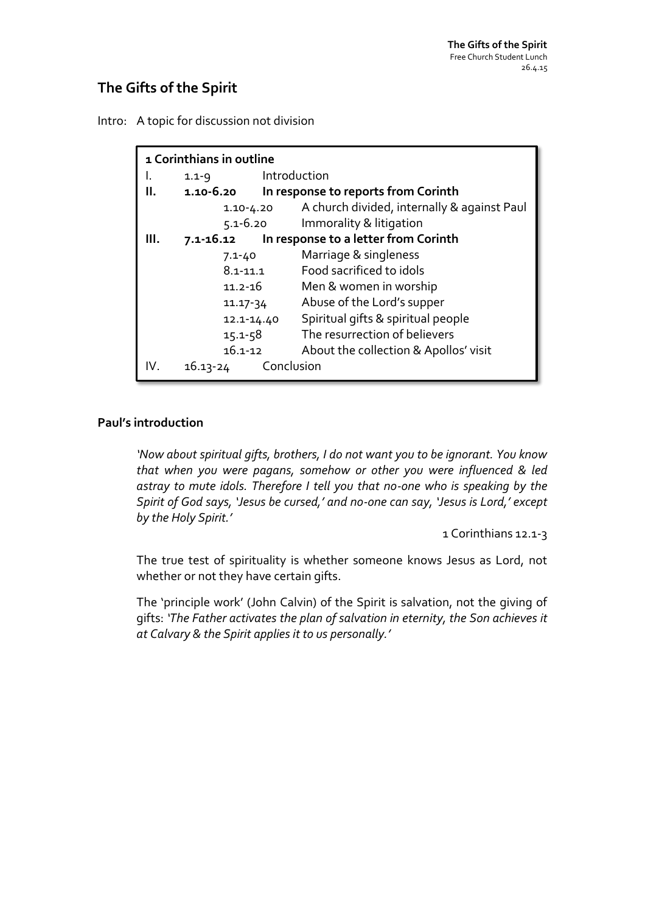# The Gifts of the Spirit

Intro: A topic for discussion not division

| **1 Corinthians in outline** | | | |
|---|---|---|---|
| I. | 1.1-9 | Introduction | |
| **II.** | **1.10-6.20** | **In response to reports from Corinth** | |
| | | 1.10-4.20 | A church divided, internally & against Paul |
| | | 5.1-6.20 | Immorality & litigation |
| **III.** | **7.1-16.12** | **In response to a letter from Corinth** | |
| | | 7.1-40 | Marriage & singleness |
| | | 8.1-11.1 | Food sacrificed to idols |
| | | 11.2-16 | Men & women in worship |
| | | 11.17-34 | Abuse of the Lord's supper |
| | | 12.1-14.40 | Spiritual gifts & spiritual people |
| | | 15.1-58 | The resurrection of believers |
| | | 16.1-12 | About the collection & Apollos' visit |
| IV. | 16.13-24 | Conclusion | |

### Paul's introduction

> *'Now about spiritual gifts, brothers, I do not want you to be ignorant. You know that when you were pagans, somehow or other you were influenced & led astray to mute idols. Therefore I tell you that no-one who is speaking by the Spirit of God says, 'Jesus be cursed,' and no-one can say, 'Jesus is Lord,' except by the Holy Spirit.'*
>
> 1 Corinthians 12.1-3

The true test of spirituality is whether someone knows Jesus as Lord, not whether or not they have certain gifts.

The 'principle work' (John Calvin) of the Spirit is salvation, not the giving of gifts: *'The Father activates the plan of salvation in eternity, the Son achieves it at Calvary & the Spirit applies it to us personally.'*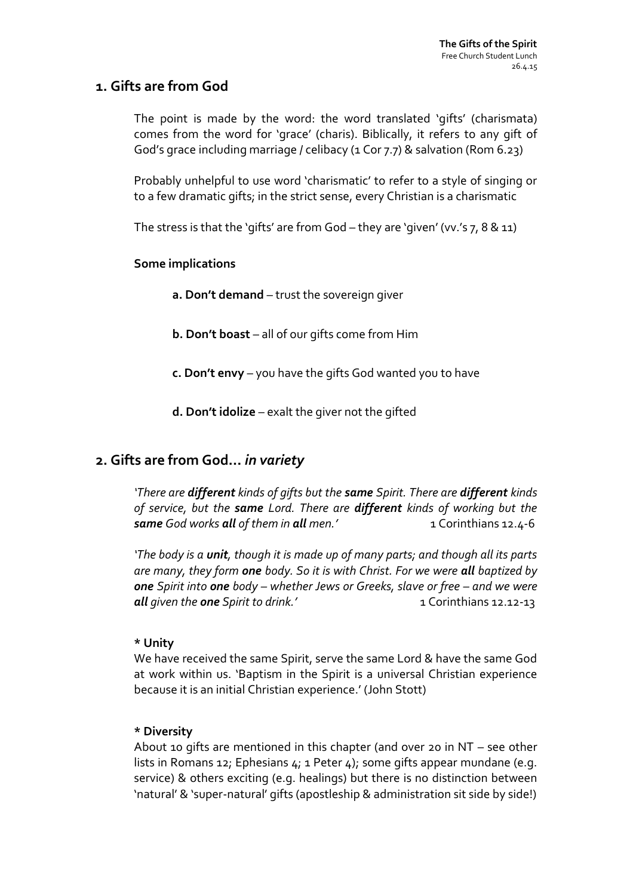## 1. Gifts are from God

The point is made by the word: the word translated 'gifts' (charismata) comes from the word for 'grace' (charis). Biblically, it refers to any gift of God's grace including marriage / celibacy (1 Cor 7.7) & salvation (Rom 6.23)

Probably unhelpful to use word 'charismatic' to refer to a style of singing or to a few dramatic gifts; in the strict sense, every Christian is a charismatic

The stress is that the 'gifts' are from God – they are 'given' (vv.'s 7, 8 & 11)

### Some implications

**a. Don't demand** – trust the sovereign giver

**b. Don't boast** – all of our gifts come from Him

**c. Don't envy** – you have the gifts God wanted you to have

**d. Don't idolize** – exalt the giver not the gifted

## 2. Gifts are from God… *in variety*

*'There are **different** kinds of gifts but the **same** Spirit. There are **different** kinds of service, but the **same** Lord. There are **different** kinds of working but the **same** God works **all** of them in **all** men.'* 1 Corinthians 12.4-6

*'The body is a **unit**, though it is made up of many parts; and though all its parts are many, they form **one** body. So it is with Christ. For we were **all** baptized by **one** Spirit into **one** body – whether Jews or Greeks, slave or free – and we were **all** given the **one** Spirit to drink.'* 1 Corinthians 12.12-13

**\* Unity**
We have received the same Spirit, serve the same Lord & have the same God at work within us. 'Baptism in the Spirit is a universal Christian experience because it is an initial Christian experience.' (John Stott)

**\* Diversity**
About 10 gifts are mentioned in this chapter (and over 20 in NT – see other lists in Romans 12; Ephesians 4; 1 Peter 4); some gifts appear mundane (e.g. service) & others exciting (e.g. healings) but there is no distinction between 'natural' & 'super-natural' gifts (apostleship & administration sit side by side!)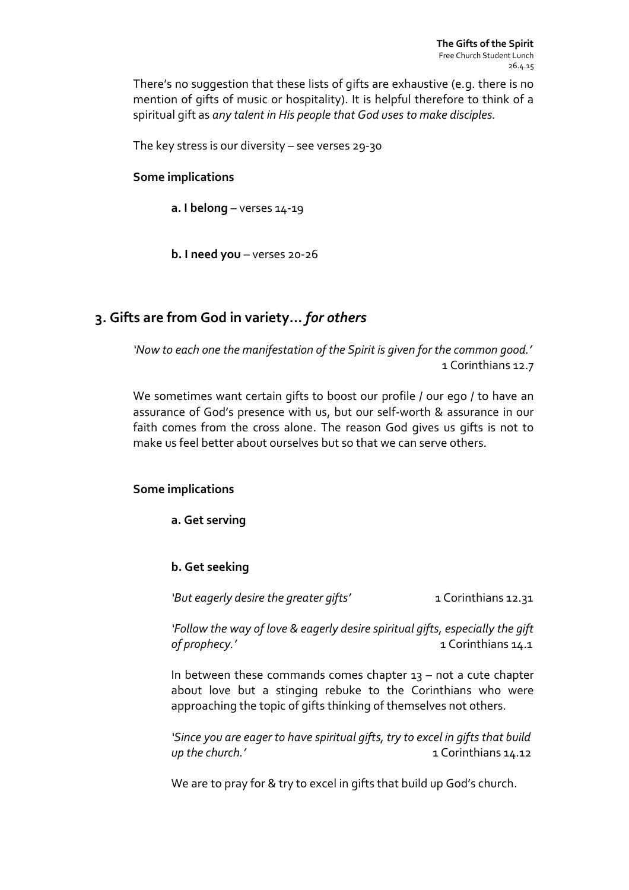There's no suggestion that these lists of gifts are exhaustive (e.g. there is no mention of gifts of music or hospitality). It is helpful therefore to think of a spiritual gift as *any talent in His people that God uses to make disciples.*

The key stress is our diversity – see verses 29-30

**Some implications**

**a. I belong** – verses 14-19

**b. I need you** – verses 20-26

## 3. Gifts are from God in variety… *for others*

*'Now to each one the manifestation of the Spirit is given for the common good.'*
1 Corinthians 12.7

We sometimes want certain gifts to boost our profile / our ego / to have an assurance of God's presence with us, but our self-worth & assurance in our faith comes from the cross alone. The reason God gives us gifts is not to make us feel better about ourselves but so that we can serve others.

**Some implications**

**a. Get serving**

**b. Get seeking**

*'But eagerly desire the greater gifts'* 1 Corinthians 12.31

*'Follow the way of love & eagerly desire spiritual gifts, especially the gift of prophecy.'* 1 Corinthians 14.1

In between these commands comes chapter 13 – not a cute chapter about love but a stinging rebuke to the Corinthians who were approaching the topic of gifts thinking of themselves not others.

*'Since you are eager to have spiritual gifts, try to excel in gifts that build up the church.'* 1 Corinthians 14.12

We are to pray for & try to excel in gifts that build up God's church.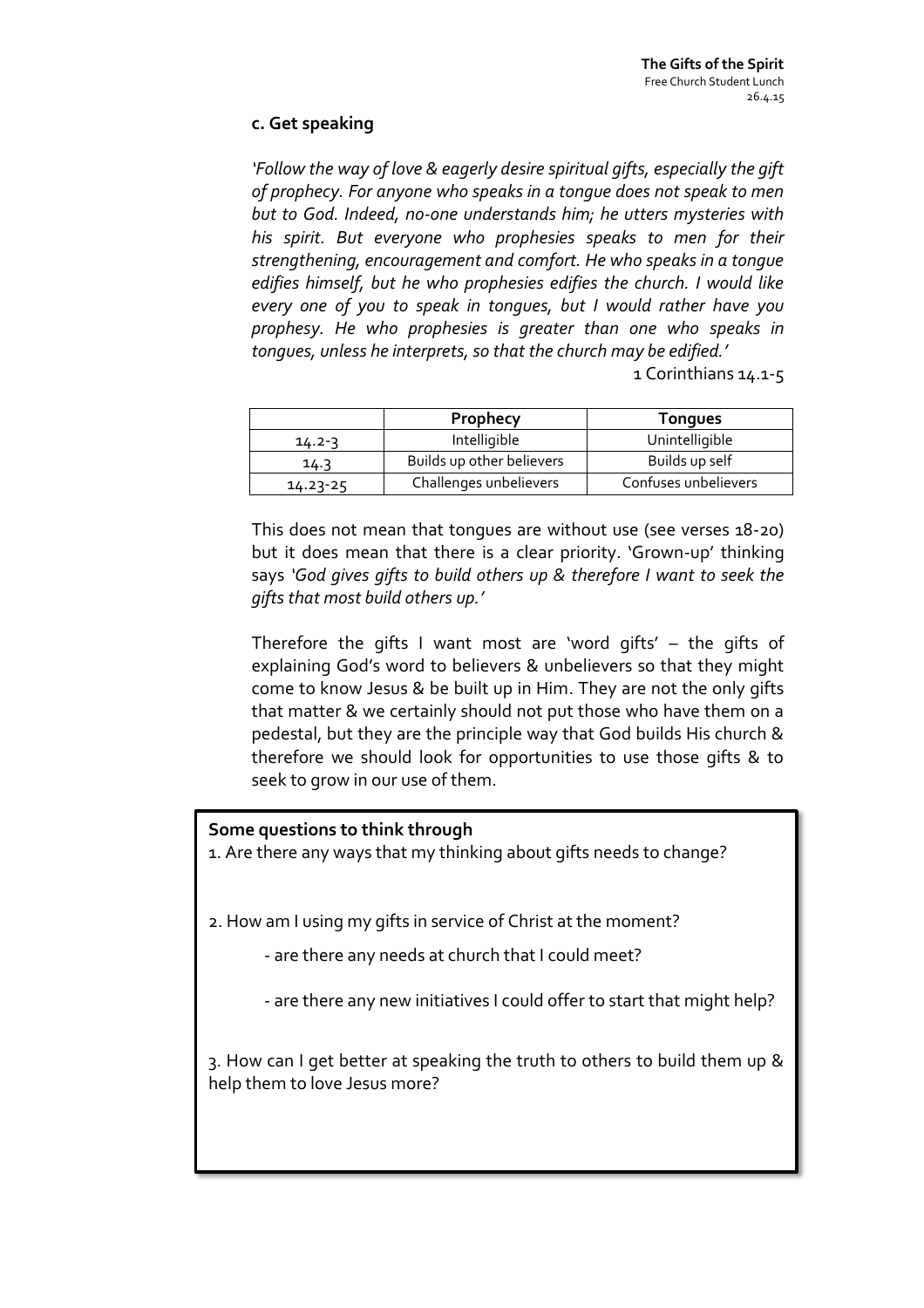### c. Get speaking

*'Follow the way of love & eagerly desire spiritual gifts, especially the gift of prophecy. For anyone who speaks in a tongue does not speak to men but to God. Indeed, no-one understands him; he utters mysteries with his spirit. But everyone who prophesies speaks to men for their strengthening, encouragement and comfort. He who speaks in a tongue edifies himself, but he who prophesies edifies the church. I would like every one of you to speak in tongues, but I would rather have you prophesy. He who prophesies is greater than one who speaks in tongues, unless he interprets, so that the church may be edified.'*

1 Corinthians 14.1-5

| | Prophecy | Tongues |
|---|---|---|
| 14.2-3 | Intelligible | Unintelligible |
| 14.3 | Builds up other believers | Builds up self |
| 14.23-25 | Challenges unbelievers | Confuses unbelievers |

This does not mean that tongues are without use (see verses 18-20) but it does mean that there is a clear priority. 'Grown-up' thinking says *'God gives gifts to build others up & therefore I want to seek the gifts that most build others up.'*

Therefore the gifts I want most are 'word gifts' – the gifts of explaining God's word to believers & unbelievers so that they might come to know Jesus & be built up in Him. They are not the only gifts that matter & we certainly should not put those who have them on a pedestal, but they are the principle way that God builds His church & therefore we should look for opportunities to use those gifts & to seek to grow in our use of them.

**Some questions to think through**

1. Are there any ways that my thinking about gifts needs to change?

2. How am I using my gifts in service of Christ at the moment?

   - are there any needs at church that I could meet?

   - are there any new initiatives I could offer to start that might help?

3. How can I get better at speaking the truth to others to build them up & help them to love Jesus more?